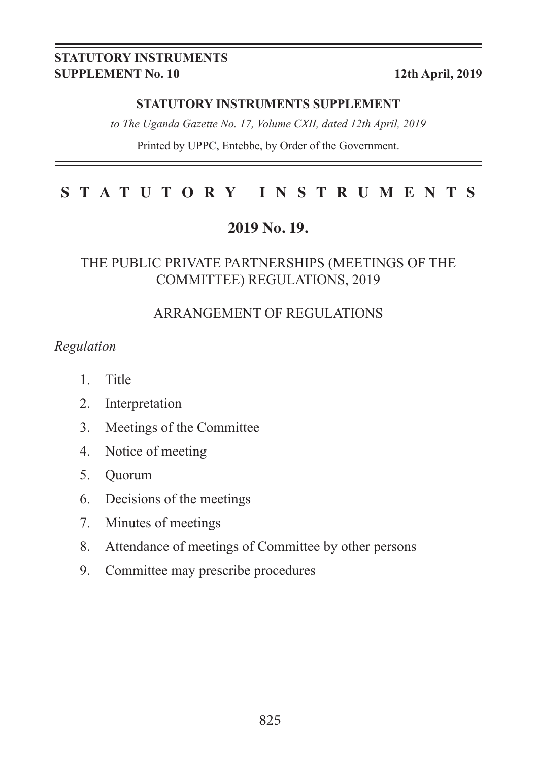**STATUTORY INSTRUMENTS SUPPLEMENT No. 10** **12th April, 2019**

**STATUTORY INSTRUMENTS SUPPLEMENT**

*to The Uganda Gazette No. 17, Volume CXII, dated 12th April, 2019*

Printed by UPPC, Entebbe, by Order of the Government.

# S T A T U T O R Y I N S T R U M E N T S

## 2019 No. 19.

## THE PUBLIC PRIVATE PARTNERSHIPS (MEETINGS OF THE COMMITTEE) REGULATIONS, 2019

### ARRANGEMENT OF REGULATIONS

*Regulation*

1. Title
2. Interpretation
3. Meetings of the Committee
4. Notice of meeting
5. Quorum
6. Decisions of the meetings
7. Minutes of meetings
8. Attendance of meetings of Committee by other persons
9. Committee may prescribe procedures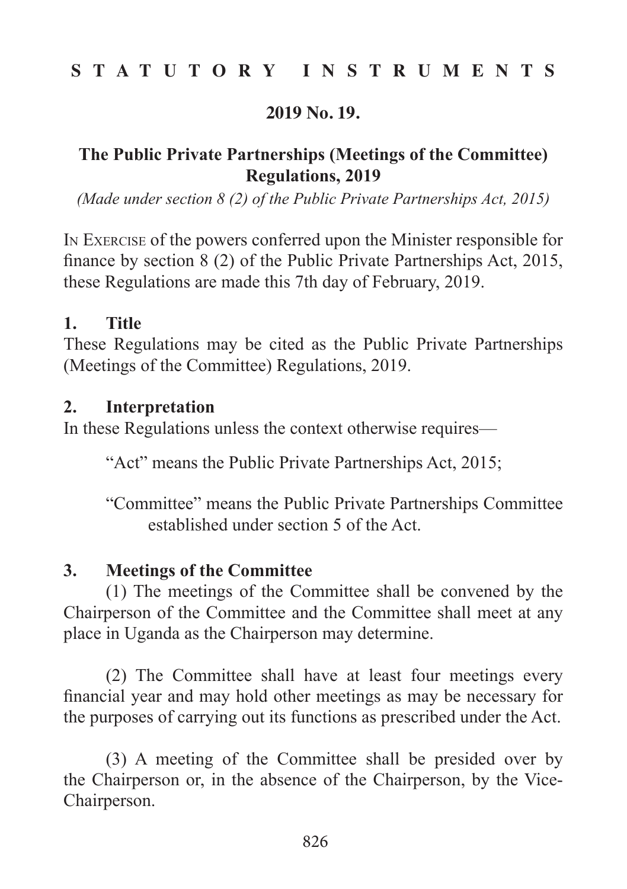**S T A T U T O R Y I N S T R U M E N T S**

**2019 No. 19.**

# The Public Private Partnerships (Meetings of the Committee) Regulations, 2019

*(Made under section 8 (2) of the Public Private Partnerships Act, 2015)*

In Exercise of the powers conferred upon the Minister responsible for finance by section 8 (2) of the Public Private Partnerships Act, 2015, these Regulations are made this 7th day of February, 2019.

## 1. Title

These Regulations may be cited as the Public Private Partnerships (Meetings of the Committee) Regulations, 2019.

## 2. Interpretation

In these Regulations unless the context otherwise requires—

"Act" means the Public Private Partnerships Act, 2015;

"Committee" means the Public Private Partnerships Committee established under section 5 of the Act.

## 3. Meetings of the Committee

(1) The meetings of the Committee shall be convened by the Chairperson of the Committee and the Committee shall meet at any place in Uganda as the Chairperson may determine.

(2) The Committee shall have at least four meetings every financial year and may hold other meetings as may be necessary for the purposes of carrying out its functions as prescribed under the Act.

(3) A meeting of the Committee shall be presided over by the Chairperson or, in the absence of the Chairperson, by the Vice-Chairperson.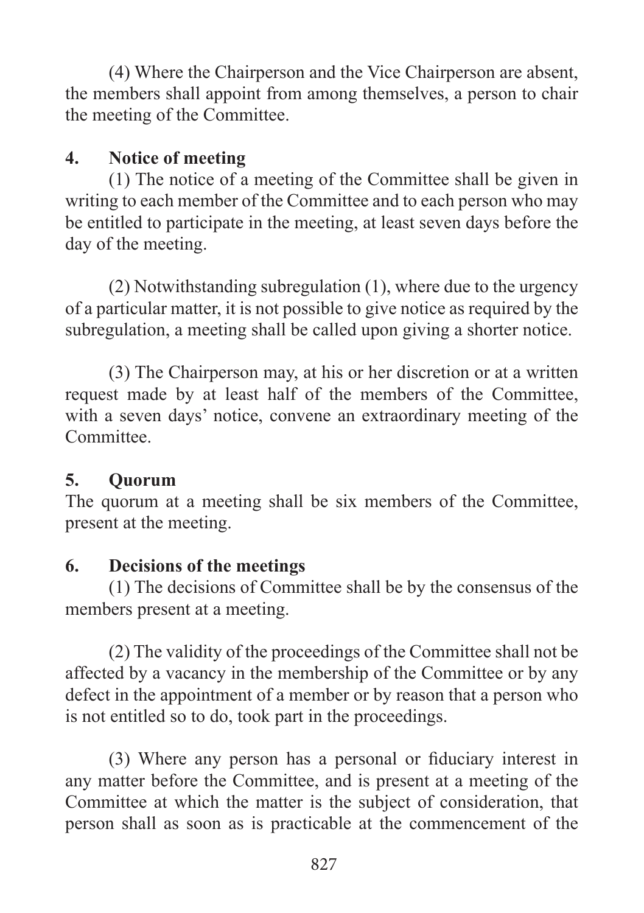(4) Where the Chairperson and the Vice Chairperson are absent, the members shall appoint from among themselves, a person to chair the meeting of the Committee.

**4. Notice of meeting**

(1) The notice of a meeting of the Committee shall be given in writing to each member of the Committee and to each person who may be entitled to participate in the meeting, at least seven days before the day of the meeting.

(2) Notwithstanding subregulation (1), where due to the urgency of a particular matter, it is not possible to give notice as required by the subregulation, a meeting shall be called upon giving a shorter notice.

(3) The Chairperson may, at his or her discretion or at a written request made by at least half of the members of the Committee, with a seven days' notice, convene an extraordinary meeting of the Committee.

**5. Quorum**

The quorum at a meeting shall be six members of the Committee, present at the meeting.

**6. Decisions of the meetings**

(1) The decisions of Committee shall be by the consensus of the members present at a meeting.

(2) The validity of the proceedings of the Committee shall not be affected by a vacancy in the membership of the Committee or by any defect in the appointment of a member or by reason that a person who is not entitled so to do, took part in the proceedings.

(3) Where any person has a personal or fiduciary interest in any matter before the Committee, and is present at a meeting of the Committee at which the matter is the subject of consideration, that person shall as soon as is practicable at the commencement of the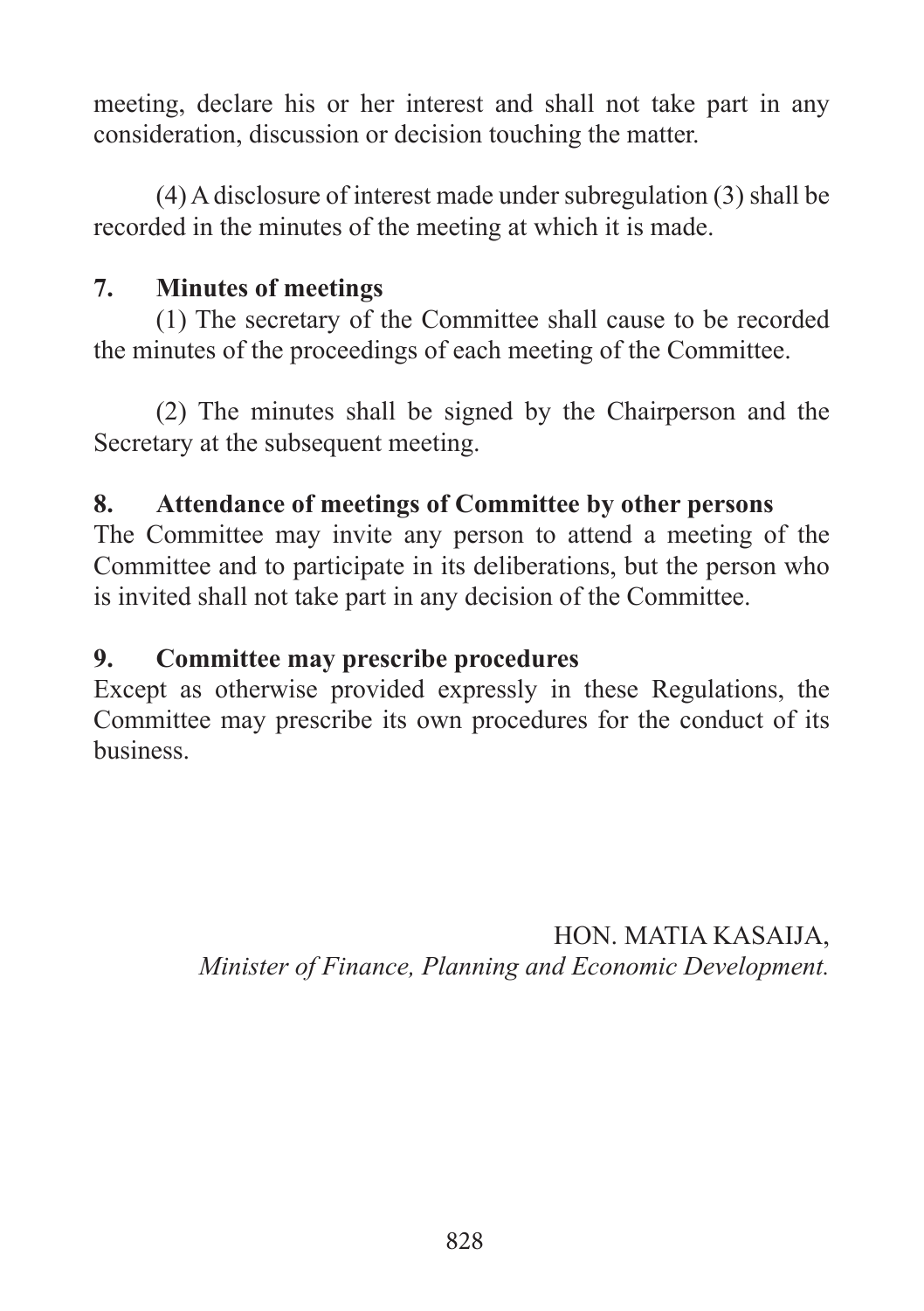meeting, declare his or her interest and shall not take part in any consideration, discussion or decision touching the matter.

(4) A disclosure of interest made under subregulation (3) shall be recorded in the minutes of the meeting at which it is made.

**7. Minutes of meetings**

(1) The secretary of the Committee shall cause to be recorded the minutes of the proceedings of each meeting of the Committee.

(2) The minutes shall be signed by the Chairperson and the Secretary at the subsequent meeting.

**8. Attendance of meetings of Committee by other persons**

The Committee may invite any person to attend a meeting of the Committee and to participate in its deliberations, but the person who is invited shall not take part in any decision of the Committee.

**9. Committee may prescribe procedures**

Except as otherwise provided expressly in these Regulations, the Committee may prescribe its own procedures for the conduct of its business.

HON. MATIA KASAIJA,
*Minister of Finance, Planning and Economic Development.*